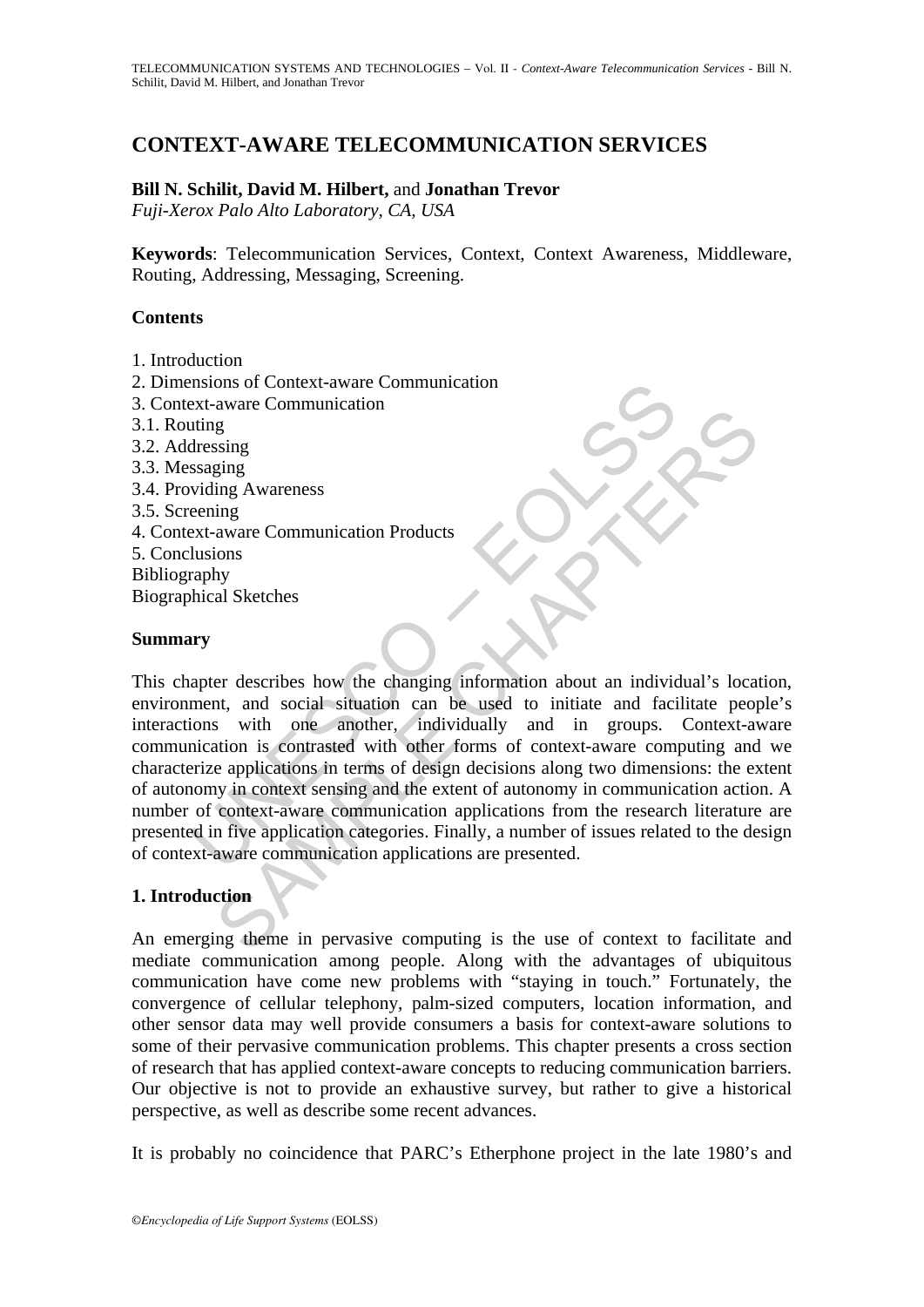# CONTEXT-AWARE TELECOMMUNICATION SERVICES

**Bill N. Schilit, David M. Hilbert,** and **Jonathan Trevor**

*Fuji-Xerox Palo Alto Laboratory, CA, USA*

**Keywords**: Telecommunication Services, Context, Context Awareness, Middleware, Routing, Addressing, Messaging, Screening.

## Contents

1. Introduction
2. Dimensions of Context-aware Communication
3. Context-aware Communication
3.1. Routing
3.2. Addressing
3.3. Messaging
3.4. Providing Awareness
3.5. Screening
4. Context-aware Communication Products
5. Conclusions

Bibliography

Biographical Sketches

## Summary

This chapter describes how the changing information about an individual's location, environment, and social situation can be used to initiate and facilitate people's interactions with one another, individually and in groups. Context-aware communication is contrasted with other forms of context-aware computing and we characterize applications in terms of design decisions along two dimensions: the extent of autonomy in context sensing and the extent of autonomy in communication action. A number of context-aware communication applications from the research literature are presented in five application categories. Finally, a number of issues related to the design of context-aware communication applications are presented.

## 1. Introduction

An emerging theme in pervasive computing is the use of context to facilitate and mediate communication among people. Along with the advantages of ubiquitous communication have come new problems with "staying in touch." Fortunately, the convergence of cellular telephony, palm-sized computers, location information, and other sensor data may well provide consumers a basis for context-aware solutions to some of their pervasive communication problems. This chapter presents a cross section of research that has applied context-aware concepts to reducing communication barriers. Our objective is not to provide an exhaustive survey, but rather to give a historical perspective, as well as describe some recent advances.

It is probably no coincidence that PARC's Etherphone project in the late 1980's and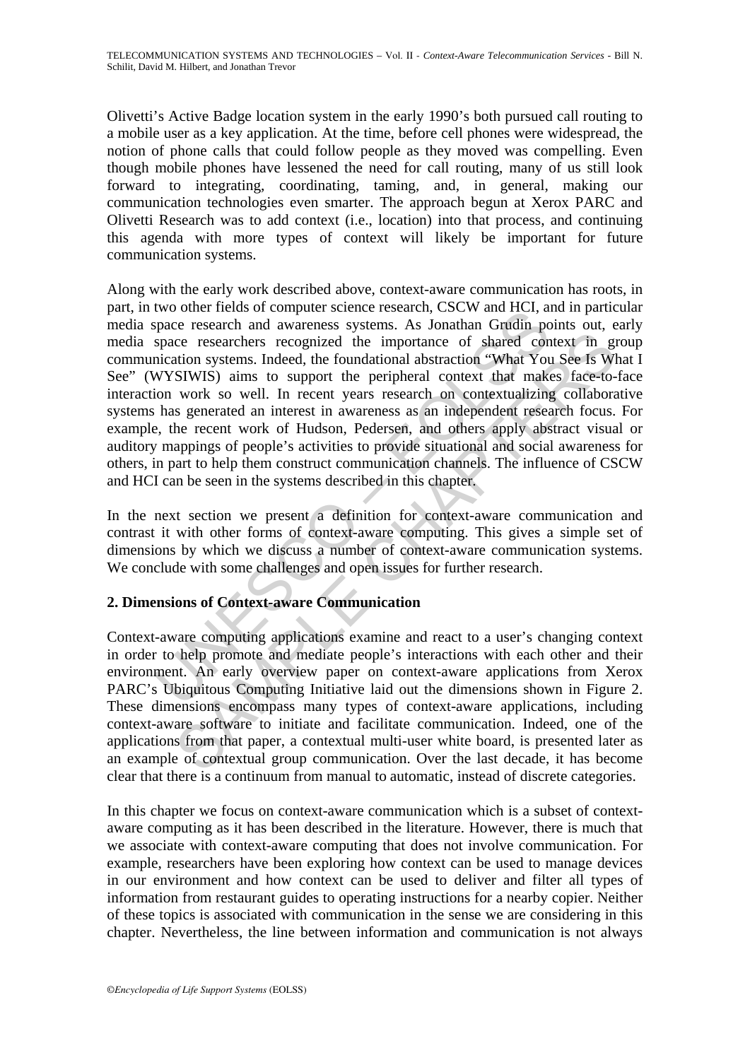Olivetti's Active Badge location system in the early 1990's both pursued call routing to a mobile user as a key application. At the time, before cell phones were widespread, the notion of phone calls that could follow people as they moved was compelling. Even though mobile phones have lessened the need for call routing, many of us still look forward to integrating, coordinating, taming, and, in general, making our communication technologies even smarter. The approach begun at Xerox PARC and Olivetti Research was to add context (i.e., location) into that process, and continuing this agenda with more types of context will likely be important for future communication systems.

Along with the early work described above, context-aware communication has roots, in part, in two other fields of computer science research, CSCW and HCI, and in particular media space research and awareness systems. As Jonathan Grudin points out, early media space researchers recognized the importance of shared context in group communication systems. Indeed, the foundational abstraction "What You See Is What I See" (WYSIWIS) aims to support the peripheral context that makes face-to-face interaction work so well. In recent years research on contextualizing collaborative systems has generated an interest in awareness as an independent research focus. For example, the recent work of Hudson, Pedersen, and others apply abstract visual or auditory mappings of people's activities to provide situational and social awareness for others, in part to help them construct communication channels. The influence of CSCW and HCI can be seen in the systems described in this chapter.

In the next section we present a definition for context-aware communication and contrast it with other forms of context-aware computing. This gives a simple set of dimensions by which we discuss a number of context-aware communication systems. We conclude with some challenges and open issues for further research.

## 2. Dimensions of Context-aware Communication

Context-aware computing applications examine and react to a user's changing context in order to help promote and mediate people's interactions with each other and their environment. An early overview paper on context-aware applications from Xerox PARC's Ubiquitous Computing Initiative laid out the dimensions shown in Figure 2. These dimensions encompass many types of context-aware applications, including context-aware software to initiate and facilitate communication. Indeed, one of the applications from that paper, a contextual multi-user white board, is presented later as an example of contextual group communication. Over the last decade, it has become clear that there is a continuum from manual to automatic, instead of discrete categories.

In this chapter we focus on context-aware communication which is a subset of context-aware computing as it has been described in the literature. However, there is much that we associate with context-aware computing that does not involve communication. For example, researchers have been exploring how context can be used to manage devices in our environment and how context can be used to deliver and filter all types of information from restaurant guides to operating instructions for a nearby copier. Neither of these topics is associated with communication in the sense we are considering in this chapter. Nevertheless, the line between information and communication is not always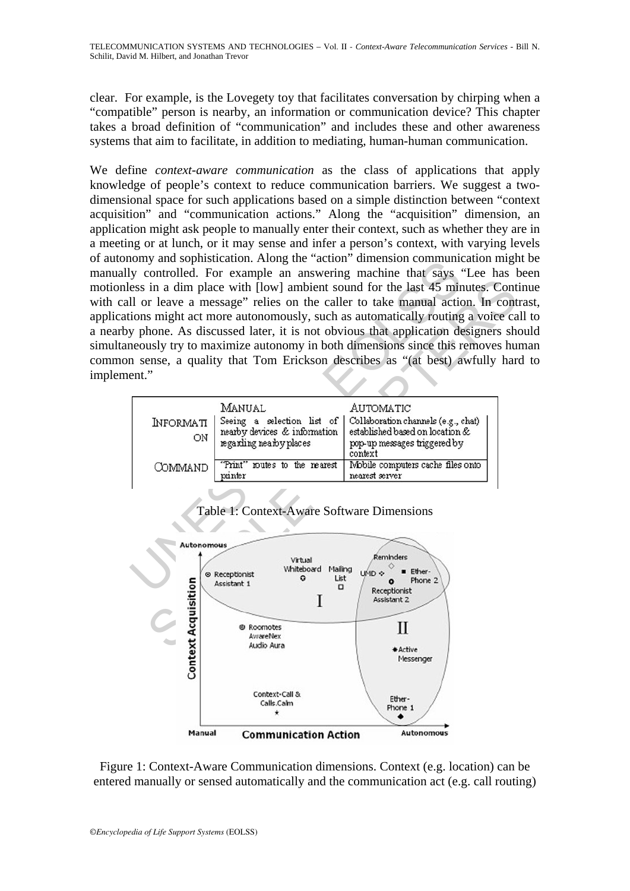clear. For example, is the Lovegety toy that facilitates conversation by chirping when a "compatible" person is nearby, an information or communication device? This chapter takes a broad definition of "communication" and includes these and other awareness systems that aim to facilitate, in addition to mediating, human-human communication.

We define *context-aware communication* as the class of applications that apply knowledge of people's context to reduce communication barriers. We suggest a two-dimensional space for such applications based on a simple distinction between "context acquisition" and "communication actions." Along the "acquisition" dimension, an application might ask people to manually enter their context, such as whether they are in a meeting or at lunch, or it may sense and infer a person's context, with varying levels of autonomy and sophistication. Along the "action" dimension communication might be manually controlled. For example an answering machine that says "Lee has been motionless in a dim place with [low] ambient sound for the last 45 minutes. Continue with call or leave a message" relies on the caller to take manual action. In contrast, applications might act more autonomously, such as automatically routing a voice call to a nearby phone. As discussed later, it is not obvious that application designers should simultaneously try to maximize autonomy in both dimensions since this removes human common sense, a quality that Tom Erickson describes as "(at best) awfully hard to implement."

| | MANUAL | AUTOMATIC |
|---|---|---|
| INFORMATION | Seeing a selection list of nearby devices & information regarding nearby places | Collaboration channels (e.g., chat) established based on location & pop-up messages triggered by context |
| COMMAND | "Print" routes to the nearest printer | Mobile computers cache files onto nearest server |

Table 1: Context-Aware Software Dimensions

Figure 1: Context-Aware Communication dimensions. Context (e.g. location) can be entered manually or sensed automatically and the communication act (e.g. call routing)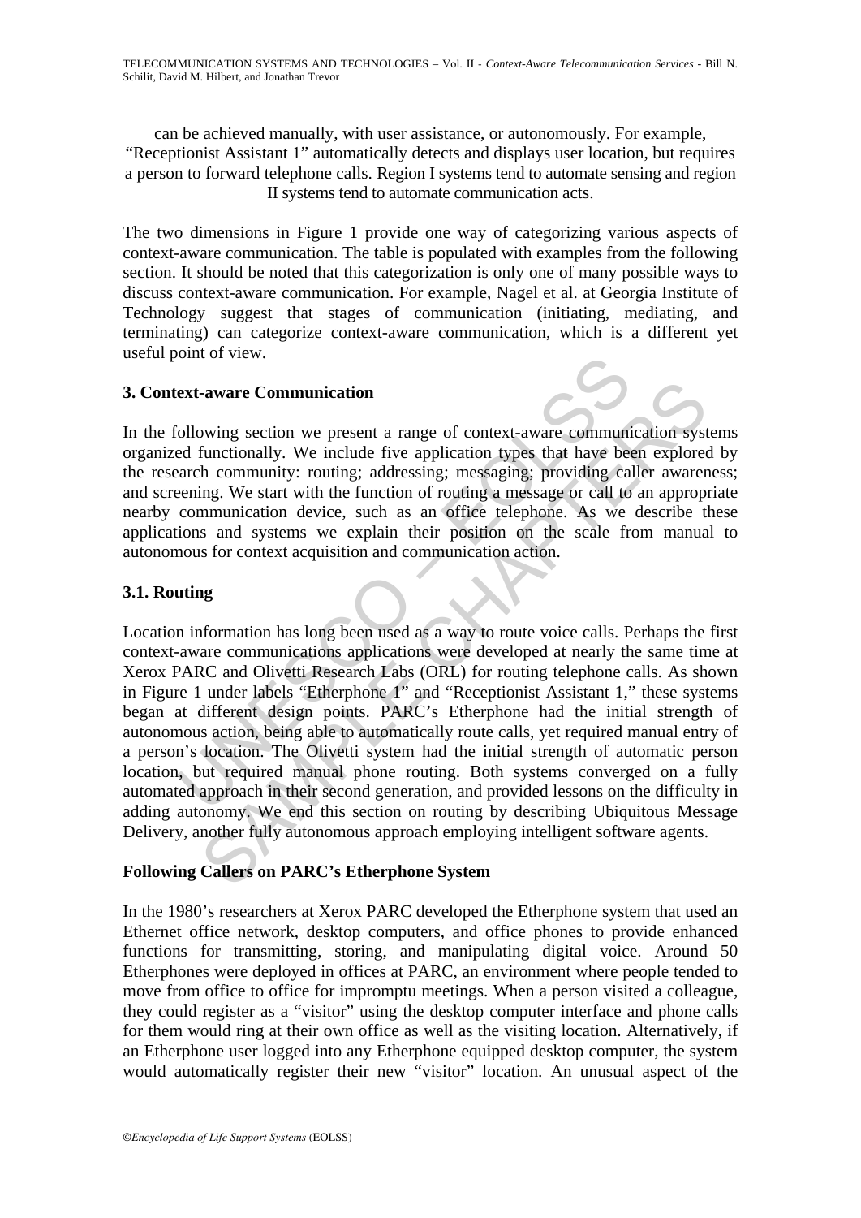can be achieved manually, with user assistance, or autonomously. For example, "Receptionist Assistant 1" automatically detects and displays user location, but requires a person to forward telephone calls. Region I systems tend to automate sensing and region II systems tend to automate communication acts.

The two dimensions in Figure 1 provide one way of categorizing various aspects of context-aware communication. The table is populated with examples from the following section. It should be noted that this categorization is only one of many possible ways to discuss context-aware communication. For example, Nagel et al. at Georgia Institute of Technology suggest that stages of communication (initiating, mediating, and terminating) can categorize context-aware communication, which is a different yet useful point of view.

## 3. Context-aware Communication

In the following section we present a range of context-aware communication systems organized functionally. We include five application types that have been explored by the research community: routing; addressing; messaging; providing caller awareness; and screening. We start with the function of routing a message or call to an appropriate nearby communication device, such as an office telephone. As we describe these applications and systems we explain their position on the scale from manual to autonomous for context acquisition and communication action.

### 3.1. Routing

Location information has long been used as a way to route voice calls. Perhaps the first context-aware communications applications were developed at nearly the same time at Xerox PARC and Olivetti Research Labs (ORL) for routing telephone calls. As shown in Figure 1 under labels "Etherphone 1" and "Receptionist Assistant 1," these systems began at different design points. PARC's Etherphone had the initial strength of autonomous action, being able to automatically route calls, yet required manual entry of a person's location. The Olivetti system had the initial strength of automatic person location, but required manual phone routing. Both systems converged on a fully automated approach in their second generation, and provided lessons on the difficulty in adding autonomy. We end this section on routing by describing Ubiquitous Message Delivery, another fully autonomous approach employing intelligent software agents.

#### Following Callers on PARC's Etherphone System

In the 1980's researchers at Xerox PARC developed the Etherphone system that used an Ethernet office network, desktop computers, and office phones to provide enhanced functions for transmitting, storing, and manipulating digital voice. Around 50 Etherphones were deployed in offices at PARC, an environment where people tended to move from office to office for impromptu meetings. When a person visited a colleague, they could register as a "visitor" using the desktop computer interface and phone calls for them would ring at their own office as well as the visiting location. Alternatively, if an Etherphone user logged into any Etherphone equipped desktop computer, the system would automatically register their new "visitor" location. An unusual aspect of the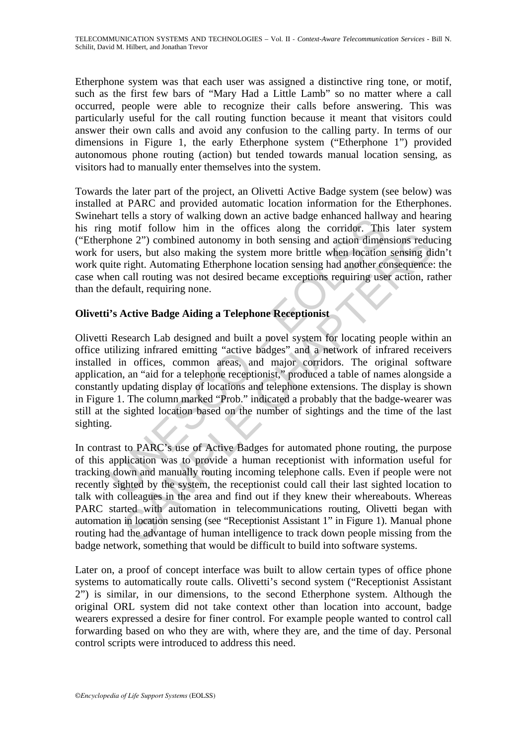Etherphone system was that each user was assigned a distinctive ring tone, or motif, such as the first few bars of "Mary Had a Little Lamb" so no matter where a call occurred, people were able to recognize their calls before answering. This was particularly useful for the call routing function because it meant that visitors could answer their own calls and avoid any confusion to the calling party. In terms of our dimensions in Figure 1, the early Etherphone system ("Etherphone 1") provided autonomous phone routing (action) but tended towards manual location sensing, as visitors had to manually enter themselves into the system.

Towards the later part of the project, an Olivetti Active Badge system (see below) was installed at PARC and provided automatic location information for the Etherphones. Swinehart tells a story of walking down an active badge enhanced hallway and hearing his ring motif follow him in the offices along the corridor. This later system ("Etherphone 2") combined autonomy in both sensing and action dimensions reducing work for users, but also making the system more brittle when location sensing didn't work quite right. Automating Etherphone location sensing had another consequence: the case when call routing was not desired became exceptions requiring user action, rather than the default, requiring none.

### Olivetti's Active Badge Aiding a Telephone Receptionist

Olivetti Research Lab designed and built a novel system for locating people within an office utilizing infrared emitting "active badges" and a network of infrared receivers installed in offices, common areas, and major corridors. The original software application, an "aid for a telephone receptionist," produced a table of names alongside a constantly updating display of locations and telephone extensions. The display is shown in Figure 1. The column marked "Prob." indicated a probably that the badge-wearer was still at the sighted location based on the number of sightings and the time of the last sighting.

In contrast to PARC's use of Active Badges for automated phone routing, the purpose of this application was to provide a human receptionist with information useful for tracking down and manually routing incoming telephone calls. Even if people were not recently sighted by the system, the receptionist could call their last sighted location to talk with colleagues in the area and find out if they knew their whereabouts. Whereas PARC started with automation in telecommunications routing, Olivetti began with automation in location sensing (see "Receptionist Assistant 1" in Figure 1). Manual phone routing had the advantage of human intelligence to track down people missing from the badge network, something that would be difficult to build into software systems.

Later on, a proof of concept interface was built to allow certain types of office phone systems to automatically route calls. Olivetti's second system ("Receptionist Assistant 2") is similar, in our dimensions, to the second Etherphone system. Although the original ORL system did not take context other than location into account, badge wearers expressed a desire for finer control. For example people wanted to control call forwarding based on who they are with, where they are, and the time of day. Personal control scripts were introduced to address this need.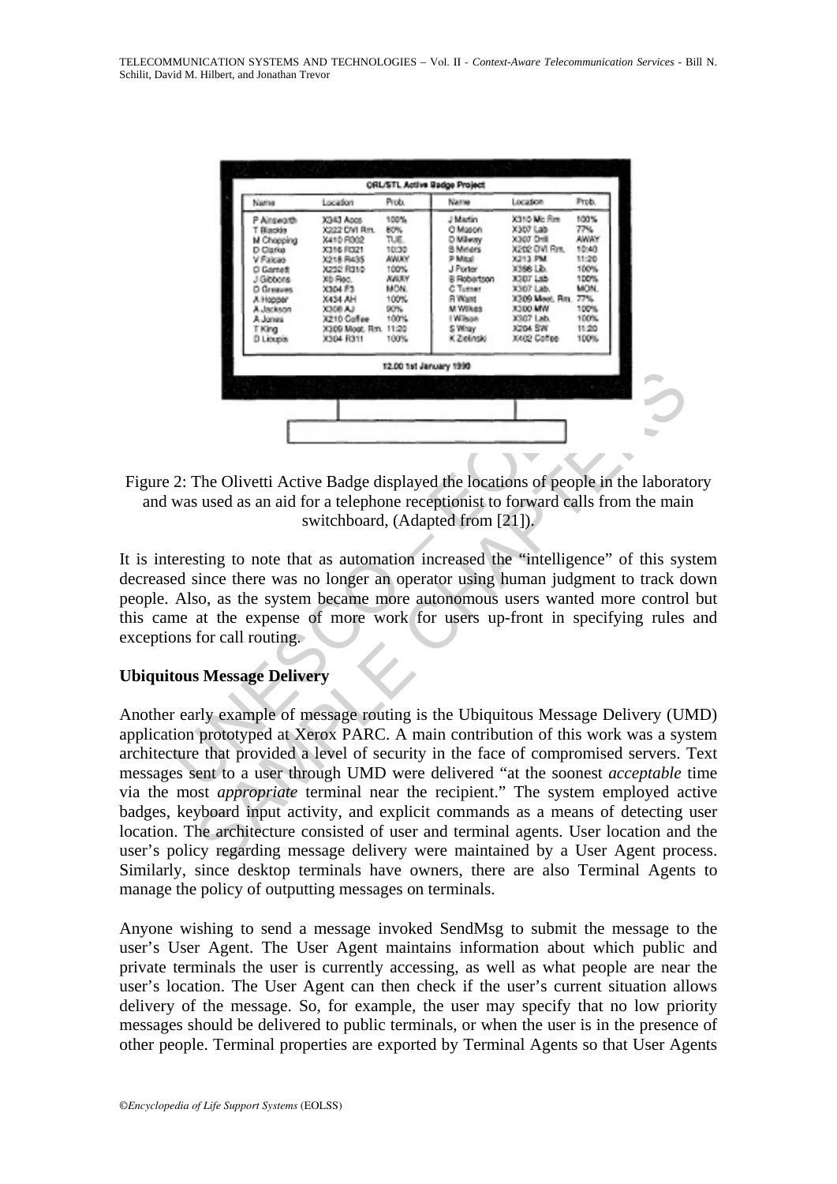Figure 2: The Olivetti Active Badge displayed the locations of people in the laboratory and was used as an aid for a telephone receptionist to forward calls from the main switchboard, (Adapted from [21]).

It is interesting to note that as automation increased the "intelligence" of this system decreased since there was no longer an operator using human judgment to track down people. Also, as the system became more autonomous users wanted more control but this came at the expense of more work for users up-front in specifying rules and exceptions for call routing.

**Ubiquitous Message Delivery**

Another early example of message routing is the Ubiquitous Message Delivery (UMD) application prototyped at Xerox PARC. A main contribution of this work was a system architecture that provided a level of security in the face of compromised servers. Text messages sent to a user through UMD were delivered "at the soonest *acceptable* time via the most *appropriate* terminal near the recipient." The system employed active badges, keyboard input activity, and explicit commands as a means of detecting user location. The architecture consisted of user and terminal agents. User location and the user's policy regarding message delivery were maintained by a User Agent process. Similarly, since desktop terminals have owners, there are also Terminal Agents to manage the policy of outputting messages on terminals.

Anyone wishing to send a message invoked SendMsg to submit the message to the user's User Agent. The User Agent maintains information about which public and private terminals the user is currently accessing, as well as what people are near the user's location. The User Agent can then check if the user's current situation allows delivery of the message. So, for example, the user may specify that no low priority messages should be delivered to public terminals, or when the user is in the presence of other people. Terminal properties are exported by Terminal Agents so that User Agents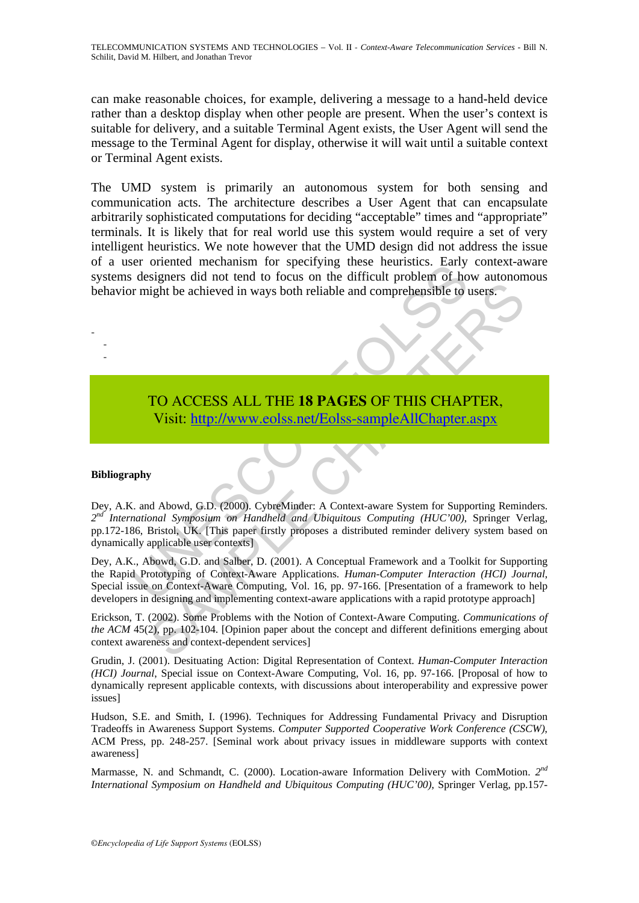can make reasonable choices, for example, delivering a message to a hand-held device rather than a desktop display when other people are present. When the user's context is suitable for delivery, and a suitable Terminal Agent exists, the User Agent will send the message to the Terminal Agent for display, otherwise it will wait until a suitable context or Terminal Agent exists.

The UMD system is primarily an autonomous system for both sensing and communication acts. The architecture describes a User Agent that can encapsulate arbitrarily sophisticated computations for deciding "acceptable" times and "appropriate" terminals. It is likely that for real world use this system would require a set of very intelligent heuristics. We note however that the UMD design did not address the issue of a user oriented mechanism for specifying these heuristics. Early context-aware systems designers did not tend to focus on the difficult problem of how autonomous behavior might be achieved in ways both reliable and comprehensible to users.

-
-
-

TO ACCESS ALL THE **18 PAGES** OF THIS CHAPTER,
Visit: http://www.eolss.net/Eolss-sampleAllChapter.aspx

**Bibliography**

Dey, A.K. and Abowd, G.D. (2000). CybreMinder: A Context-aware System for Supporting Reminders. *2nd International Symposium on Handheld and Ubiquitous Computing (HUC'00)*, Springer Verlag, pp.172-186, Bristol, UK. [This paper firstly proposes a distributed reminder delivery system based on dynamically applicable user contexts]

Dey, A.K., Abowd, G.D. and Salber, D. (2001). A Conceptual Framework and a Toolkit for Supporting the Rapid Prototyping of Context-Aware Applications. *Human-Computer Interaction (HCI) Journal*, Special issue on Context-Aware Computing, Vol. 16, pp. 97-166. [Presentation of a framework to help developers in designing and implementing context-aware applications with a rapid prototype approach]

Erickson, T. (2002). Some Problems with the Notion of Context-Aware Computing. *Communications of the ACM* 45(2), pp. 102-104. [Opinion paper about the concept and different definitions emerging about context awareness and context-dependent services]

Grudin, J. (2001). Desituating Action: Digital Representation of Context. *Human-Computer Interaction (HCI) Journal*, Special issue on Context-Aware Computing, Vol. 16, pp. 97-166. [Proposal of how to dynamically represent applicable contexts, with discussions about interoperability and expressive power issues]

Hudson, S.E. and Smith, I. (1996). Techniques for Addressing Fundamental Privacy and Disruption Tradeoffs in Awareness Support Systems. *Computer Supported Cooperative Work Conference (CSCW)*, ACM Press, pp. 248-257. [Seminal work about privacy issues in middleware supports with context awareness]

Marmasse, N. and Schmandt, C. (2000). Location-aware Information Delivery with ComMotion. *2nd International Symposium on Handheld and Ubiquitous Computing (HUC'00)*, Springer Verlag, pp.157-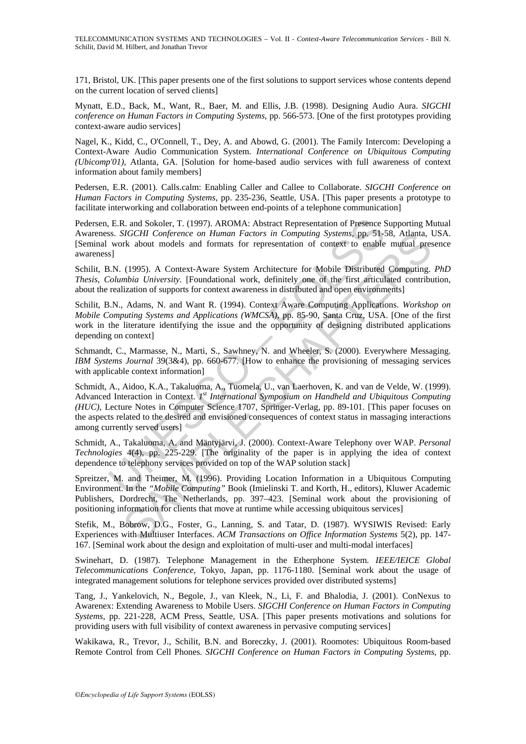171, Bristol, UK. [This paper presents one of the first solutions to support services whose contents depend on the current location of served clients]

Mynatt, E.D., Back, M., Want, R., Baer, M. and Ellis, J.B. (1998). Designing Audio Aura. *SIGCHI conference on Human Factors in Computing Systems*, pp. 566-573. [One of the first prototypes providing context-aware audio services]

Nagel, K., Kidd, C., O'Connell, T., Dey, A. and Abowd, G. (2001). The Family Intercom: Developing a Context-Aware Audio Communication System. *International Conference on Ubiquitous Computing (Ubicomp'01)*, Atlanta, GA. [Solution for home-based audio services with full awareness of context information about family members]

Pedersen, E.R. (2001). Calls.calm: Enabling Caller and Callee to Collaborate. *SIGCHI Conference on Human Factors in Computing Systems*, pp. 235-236, Seattle, USA. [This paper presents a prototype to facilitate interworking and collaboration between end-points of a telephone communication]

Pedersen, E.R. and Sokoler, T. (1997). AROMA: Abstract Representation of Presence Supporting Mutual Awareness. *SIGCHI Conference on Human Factors in Computing Systems*, pp. 51-58, Atlanta, USA. [Seminal work about models and formats for representation of context to enable mutual presence awareness]

Schilit, B.N. (1995). A Context-Aware System Architecture for Mobile Distributed Computing. *PhD Thesis, Columbia University*. [Foundational work, definitely one of the first articulated contribution, about the realization of supports for context awareness in distributed and open environments]

Schilit, B.N., Adams, N. and Want R. (1994). Context Aware Computing Applications. *Workshop on Mobile Computing Systems and Applications (WMCSA)*, pp. 85-90, Santa Cruz, USA. [One of the first work in the literature identifying the issue and the opportunity of designing distributed applications depending on context]

Schmandt, C., Marmasse, N., Marti, S., Sawhney, N. and Wheeler, S. (2000). Everywhere Messaging. *IBM Systems Journal* 39(3&4), pp. 660-677. [How to enhance the provisioning of messaging services with applicable context information]

Schmidt, A., Aidoo, K.A., Takaluoma, A., Tuomela, U., van Laerhoven, K. and van de Velde, W. (1999). Advanced Interaction in Context. *1st International Symposium on Handheld and Ubiquitous Computing (HUC)*, Lecture Notes in Computer Science 1707, Springer-Verlag, pp. 89-101. [This paper focuses on the aspects related to the desired and envisioned consequences of context status in massaging interactions among currently served users]

Schmidt, A., Takaluoma, A. and Mäntyjärvi, J. (2000). Context-Aware Telephony over WAP. *Personal Technologies* 4(4), pp. 225-229. [The originality of the paper is in applying the idea of context dependence to telephony services provided on top of the WAP solution stack]

Spreitzer, M. and Theimer, M. (1996). Providing Location Information in a Ubiquitous Computing Environment. In the *"Mobile Computing"* Book (Imielinski T. and Korth, H., editors), Kluwer Academic Publishers, Dordrecht, The Netherlands, pp. 397–423. [Seminal work about the provisioning of positioning information for clients that move at runtime while accessing ubiquitous services]

Stefik, M., Bobrow, D.G., Foster, G., Lanning, S. and Tatar, D. (1987). WYSIWIS Revised: Early Experiences with Multiuser Interfaces. *ACM Transactions on Office Information Systems* 5(2), pp. 147-167. [Seminal work about the design and exploitation of multi-user and multi-modal interfaces]

Swinehart, D. (1987). Telephone Management in the Etherphone System. *IEEE/IEICE Global Telecommunications Conference*, Tokyo, Japan, pp. 1176-1180. [Seminal work about the usage of integrated management solutions for telephone services provided over distributed systems]

Tang, J., Yankelovich, N., Begole, J., van Kleek, N., Li, F. and Bhalodia, J. (2001). ConNexus to Awarenex: Extending Awareness to Mobile Users. *SIGCHI Conference on Human Factors in Computing Systems*, pp. 221-228, ACM Press, Seattle, USA. [This paper presents motivations and solutions for providing users with full visibility of context awareness in pervasive computing services]

Wakikawa, R., Trevor, J., Schilit, B.N. and Boreczky, J. (2001). Roomotes: Ubiquitous Room-based Remote Control from Cell Phones. *SIGCHI Conference on Human Factors in Computing Systems*, pp.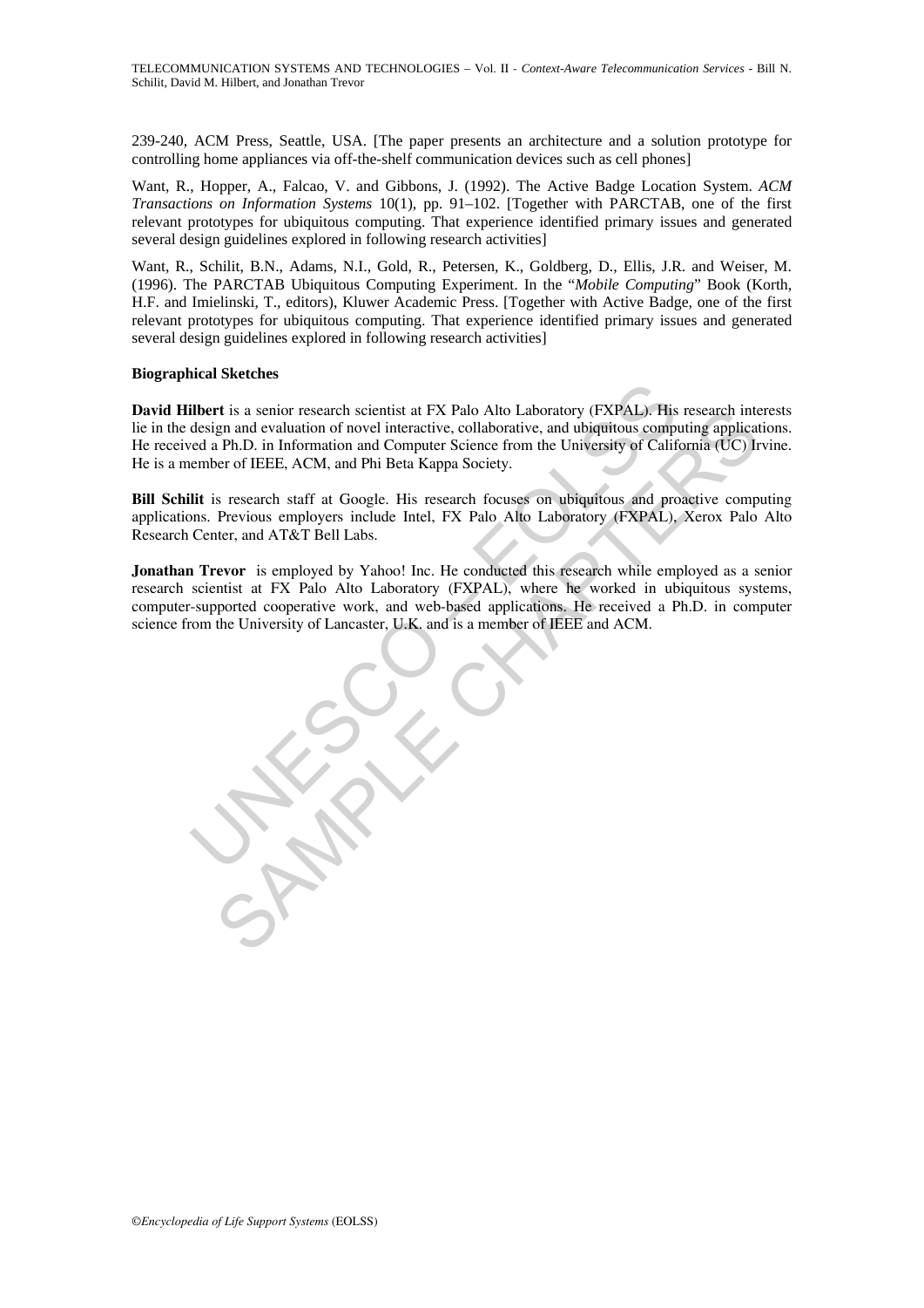239-240, ACM Press, Seattle, USA. [The paper presents an architecture and a solution prototype for controlling home appliances via off-the-shelf communication devices such as cell phones]

Want, R., Hopper, A., Falcao, V. and Gibbons, J. (1992). The Active Badge Location System. *ACM Transactions on Information Systems* 10(1), pp. 91–102. [Together with PARCTAB, one of the first relevant prototypes for ubiquitous computing. That experience identified primary issues and generated several design guidelines explored in following research activities]

Want, R., Schilit, B.N., Adams, N.I., Gold, R., Petersen, K., Goldberg, D., Ellis, J.R. and Weiser, M. (1996). The PARCTAB Ubiquitous Computing Experiment. In the "*Mobile Computing*" Book (Korth, H.F. and Imielinski, T., editors), Kluwer Academic Press. [Together with Active Badge, one of the first relevant prototypes for ubiquitous computing. That experience identified primary issues and generated several design guidelines explored in following research activities]

**Biographical Sketches**

**David Hilbert** is a senior research scientist at FX Palo Alto Laboratory (FXPAL). His research interests lie in the design and evaluation of novel interactive, collaborative, and ubiquitous computing applications. He received a Ph.D. in Information and Computer Science from the University of California (UC) Irvine. He is a member of IEEE, ACM, and Phi Beta Kappa Society.

**Bill Schilit** is research staff at Google. His research focuses on ubiquitous and proactive computing applications. Previous employers include Intel, FX Palo Alto Laboratory (FXPAL), Xerox Palo Alto Research Center, and AT&T Bell Labs.

**Jonathan Trevor** is employed by Yahoo! Inc. He conducted this research while employed as a senior research scientist at FX Palo Alto Laboratory (FXPAL), where he worked in ubiquitous systems, computer-supported cooperative work, and web-based applications. He received a Ph.D. in computer science from the University of Lancaster, U.K. and is a member of IEEE and ACM.